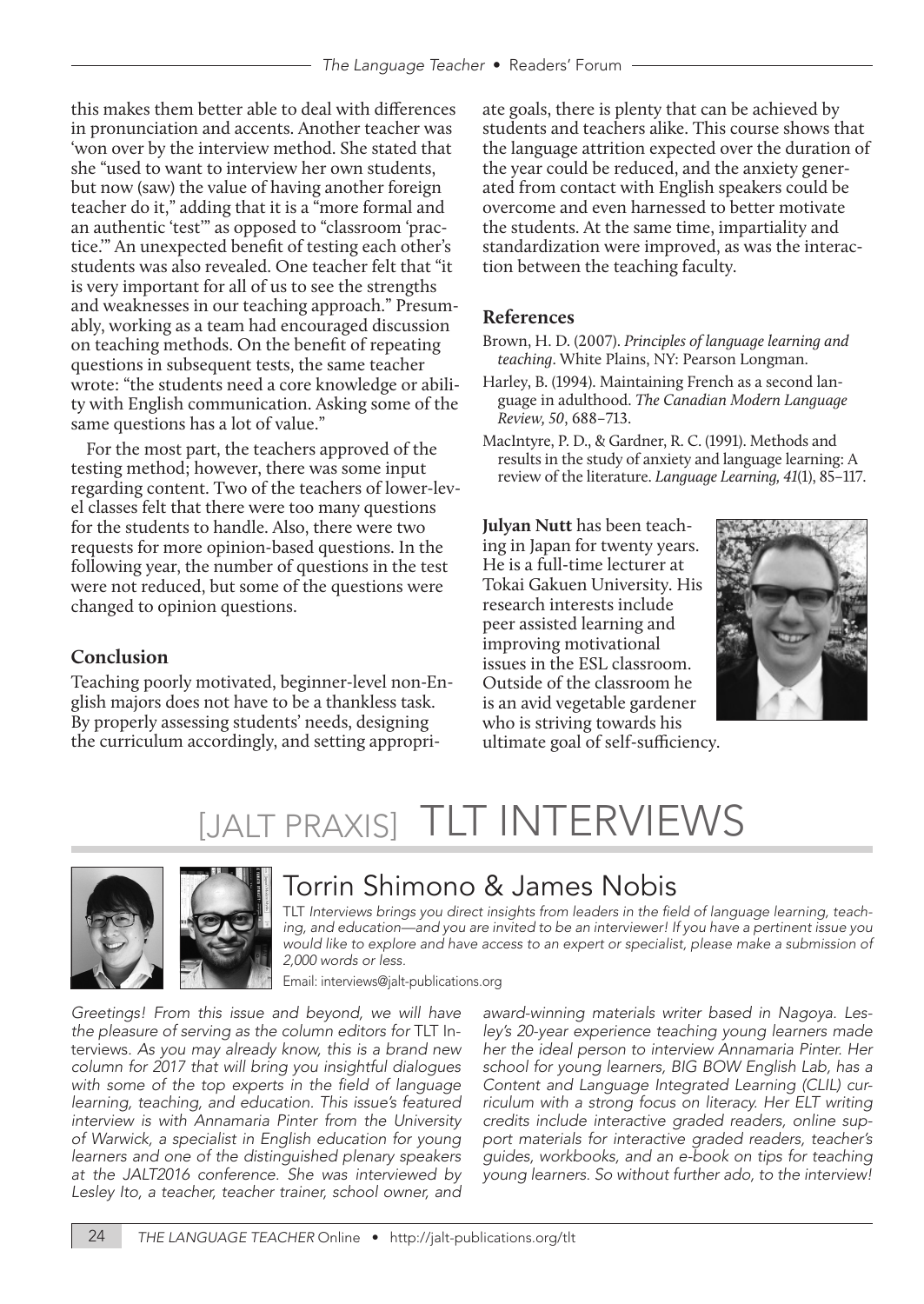this makes them better able to deal with differences in pronunciation and accents. Another teacher was 'won over by the interview method. She stated that she "used to want to interview her own students, but now (saw) the value of having another foreign teacher do it," adding that it is a "more formal and an authentic 'test'" as opposed to "classroom 'practice.'" An unexpected benefit of testing each other's students was also revealed. One teacher felt that "it is very important for all of us to see the strengths and weaknesses in our teaching approach." Presumably, working as a team had encouraged discussion on teaching methods. On the benefit of repeating questions in subsequent tests, the same teacher wrote: "the students need a core knowledge or ability with English communication. Asking some of the same questions has a lot of value."

For the most part, the teachers approved of the testing method; however, there was some input regarding content. Two of the teachers of lower-level classes felt that there were too many questions for the students to handle. Also, there were two requests for more opinion-based questions. In the following year, the number of questions in the test were not reduced, but some of the questions were changed to opinion questions.

## Conclusion

Teaching poorly motivated, beginner-level non-English majors does not have to be a thankless task. By properly assessing students' needs, designing the curriculum accordingly, and setting appropriate goals, there is plenty that can be achieved by students and teachers alike. This course shows that the language attrition expected over the duration of the year could be reduced, and the anxiety generated from contact with English speakers could be overcome and even harnessed to better motivate the students. At the same time, impartiality and standardization were improved, as was the interaction between the teaching faculty.

## References

Brown, H. D. (2007). *Principles of language learning and teaching*. White Plains, NY: Pearson Longman.

Harley, B. (1994). Maintaining French as a second language in adulthood. *The Canadian Modern Language Review, 50*, 688–713.

MacIntyre, P. D., & Gardner, R. C. (1991). Methods and results in the study of anxiety and language learning: A review of the literature. *Language Learning, 41*(1), 85–117.

**Julyan Nutt** has been teaching in Japan for twenty years. He is a full-time lecturer at Tokai Gakuen University. His research interests include peer assisted learning and improving motivational issues in the ESL classroom. Outside of the classroom he is an avid vegetable gardener who is striving towards his ultimate goal of self-sufficiency.

# [JALT PRAXIS] TLT INTERVIEWS

## Torrin Shimono & James Nobis

*TLT Interviews brings you direct insights from leaders in the field of language learning, teaching, and education—and you are invited to be an interviewer! If you have a pertinent issue you would like to explore and have access to an expert or specialist, please make a submission of 2,000 words or less.*

Email: interviews@jalt-publications.org

*Greetings! From this issue and beyond, we will have the pleasure of serving as the column editors for TLT Interviews. As you may already know, this is a brand new column for 2017 that will bring you insightful dialogues with some of the top experts in the field of language learning, teaching, and education. This issue's featured interview is with Annamaria Pinter from the University of Warwick, a specialist in English education for young learners and one of the distinguished plenary speakers at the JALT2016 conference. She was interviewed by Lesley Ito, a teacher, teacher trainer, school owner, and award-winning materials writer based in Nagoya. Lesley's 20-year experience teaching young learners made her the ideal person to interview Annamaria Pinter. Her school for young learners, BIG BOW English Lab, has a Content and Language Integrated Learning (CLIL) curriculum with a strong focus on literacy. Her ELT writing credits include interactive graded readers, online support materials for interactive graded readers, teacher's guides, workbooks, and an e-book on tips for teaching young learners. So without further ado, to the interview!*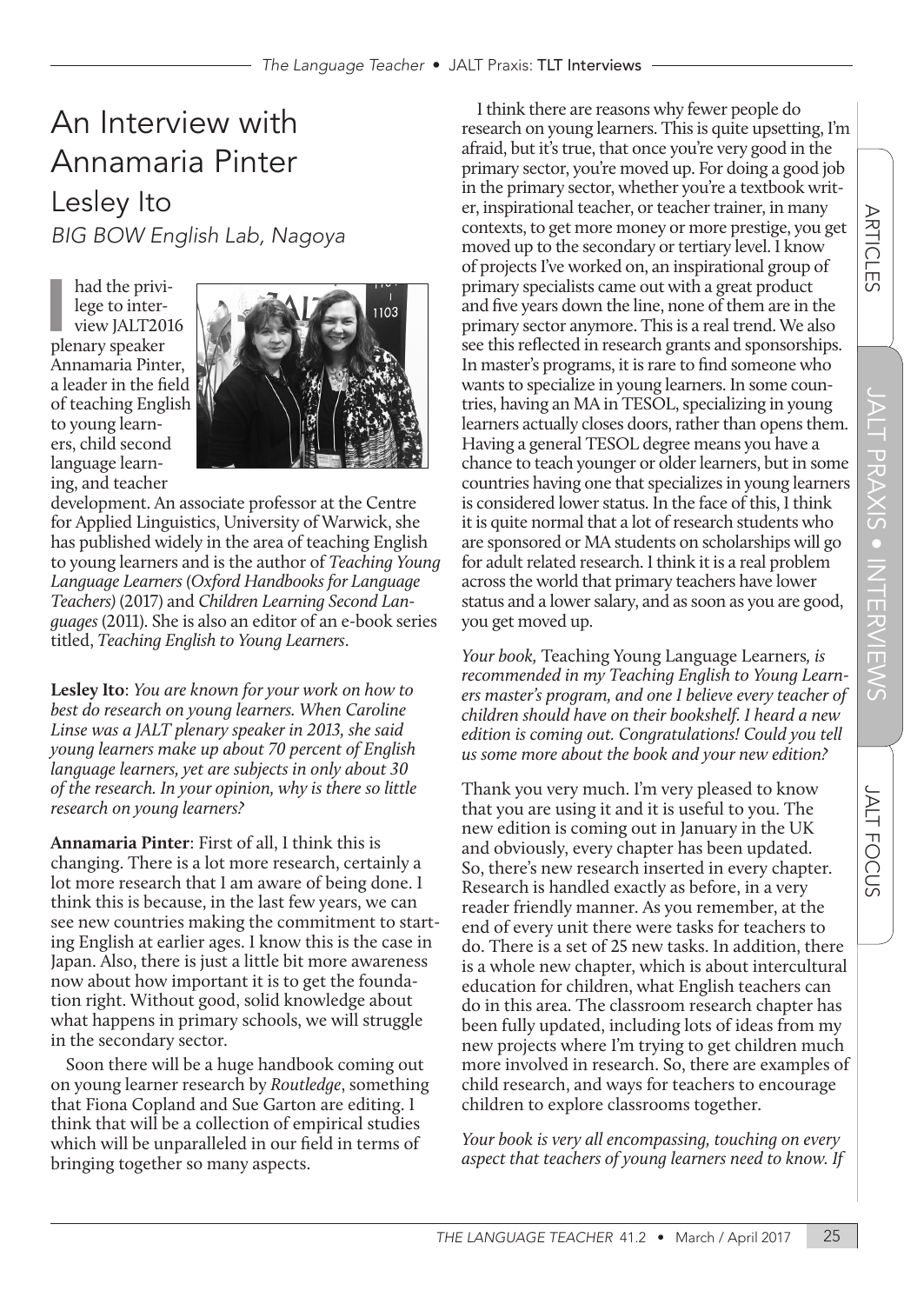# An Interview with Annamaria Pinter

## Lesley Ito

*BIG BOW English Lab, Nagoya*

I had the privilege to interview JALT2016 plenary speaker Annamaria Pinter, a leader in the field of teaching English to young learners, child second language learning, and teacher development. An associate professor at the Centre for Applied Linguistics, University of Warwick, she has published widely in the area of teaching English to young learners and is the author of *Teaching Young Language Learners (Oxford Handbooks for Language Teachers)* (2017) and *Children Learning Second Languages* (2011). She is also an editor of an e-book series titled, *Teaching English to Young Learners*.

**Lesley Ito**: *You are known for your work on how to best do research on young learners. When Caroline Linse was a JALT plenary speaker in 2013, she said young learners make up about 70 percent of English language learners, yet are subjects in only about 30 of the research. In your opinion, why is there so little research on young learners?*

**Annamaria Pinter**: First of all, I think this is changing. There is a lot more research, certainly a lot more research that I am aware of being done. I think this is because, in the last few years, we can see new countries making the commitment to starting English at earlier ages. I know this is the case in Japan. Also, there is just a little bit more awareness now about how important it is to get the foundation right. Without good, solid knowledge about what happens in primary schools, we will struggle in the secondary sector.

Soon there will be a huge handbook coming out on young learner research by *Routledge*, something that Fiona Copland and Sue Garton are editing. I think that will be a collection of empirical studies which will be unparalleled in our field in terms of bringing together so many aspects.

I think there are reasons why fewer people do research on young learners. This is quite upsetting, I'm afraid, but it's true, that once you're very good in the primary sector, you're moved up. For doing a good job in the primary sector, whether you're a textbook writer, inspirational teacher, or teacher trainer, in many contexts, to get more money or more prestige, you get moved up to the secondary or tertiary level. I know of projects I've worked on, an inspirational group of primary specialists came out with a great product and five years down the line, none of them are in the primary sector anymore. This is a real trend. We also see this reflected in research grants and sponsorships. In master's programs, it is rare to find someone who wants to specialize in young learners. In some countries, having an MA in TESOL, specializing in young learners actually closes doors, rather than opens them. Having a general TESOL degree means you have a chance to teach younger or older learners, but in some countries having one that specializes in young learners is considered lower status. In the face of this, I think it is quite normal that a lot of research students who are sponsored or MA students on scholarships will go for adult related research. I think it is a real problem across the world that primary teachers have lower status and a lower salary, and as soon as you are good, you get moved up.

*Your book,* Teaching Young Language Learners*, is recommended in my Teaching English to Young Learners master's program, and one I believe every teacher of children should have on their bookshelf. I heard a new edition is coming out. Congratulations! Could you tell us some more about the book and your new edition?*

Thank you very much. I'm very pleased to know that you are using it and it is useful to you. The new edition is coming out in January in the UK and obviously, every chapter has been updated. So, there's new research inserted in every chapter. Research is handled exactly as before, in a very reader friendly manner. As you remember, at the end of every unit there were tasks for teachers to do. There is a set of 25 new tasks. In addition, there is a whole new chapter, which is about intercultural education for children, what English teachers can do in this area. The classroom research chapter has been fully updated, including lots of ideas from my new projects where I'm trying to get children much more involved in research. So, there are examples of child research, and ways for teachers to encourage children to explore classrooms together.

*Your book is very all encompassing, touching on every aspect that teachers of young learners need to know. If*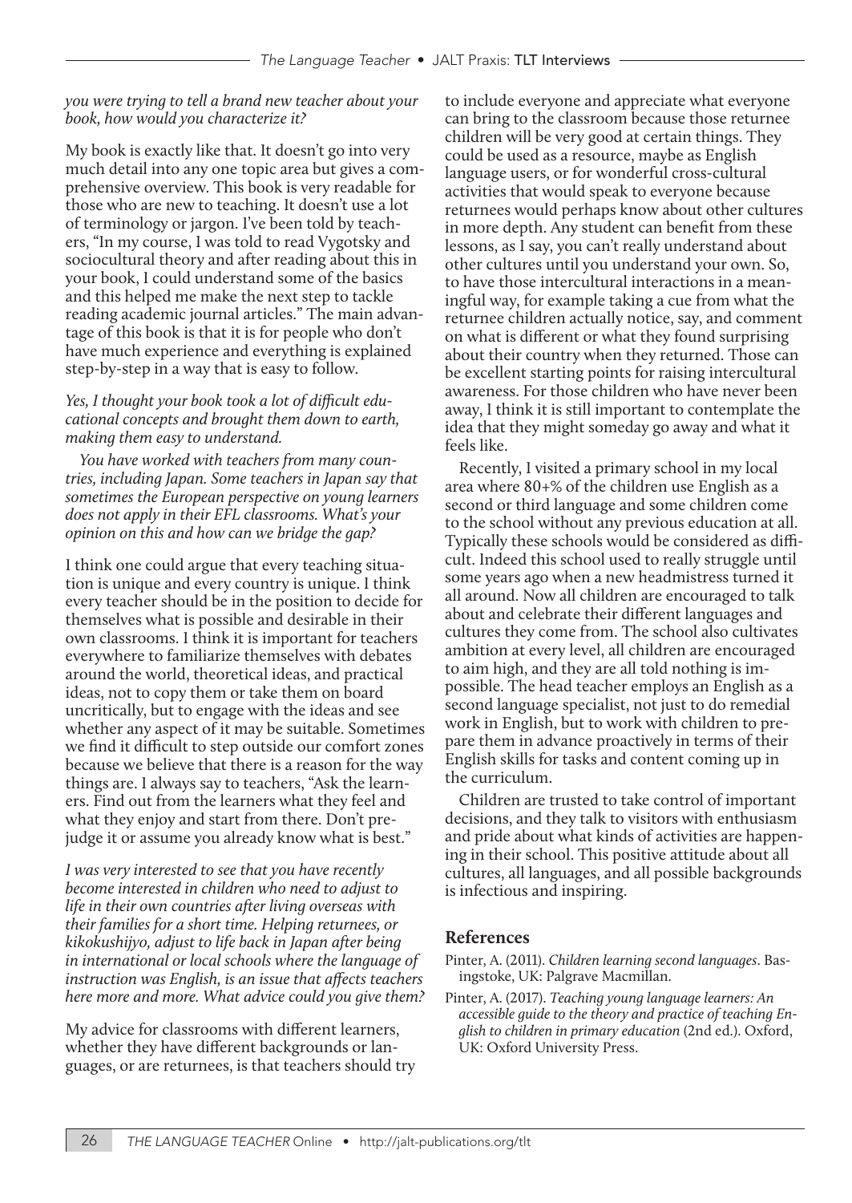*you were trying to tell a brand new teacher about your book, how would you characterize it?*

My book is exactly like that. It doesn't go into very much detail into any one topic area but gives a comprehensive overview. This book is very readable for those who are new to teaching. It doesn't use a lot of terminology or jargon. I've been told by teachers, "In my course, I was told to read Vygotsky and sociocultural theory and after reading about this in your book, I could understand some of the basics and this helped me make the next step to tackle reading academic journal articles." The main advantage of this book is that it is for people who don't have much experience and everything is explained step-by-step in a way that is easy to follow.

*Yes, I thought your book took a lot of difficult educational concepts and brought them down to earth, making them easy to understand.*

*You have worked with teachers from many countries, including Japan. Some teachers in Japan say that sometimes the European perspective on young learners does not apply in their EFL classrooms. What's your opinion on this and how can we bridge the gap?*

I think one could argue that every teaching situation is unique and every country is unique. I think every teacher should be in the position to decide for themselves what is possible and desirable in their own classrooms. I think it is important for teachers everywhere to familiarize themselves with debates around the world, theoretical ideas, and practical ideas, not to copy them or take them on board uncritically, but to engage with the ideas and see whether any aspect of it may be suitable. Sometimes we find it difficult to step outside our comfort zones because we believe that there is a reason for the way things are. I always say to teachers, "Ask the learners. Find out from the learners what they feel and what they enjoy and start from there. Don't prejudge it or assume you already know what is best."

*I was very interested to see that you have recently become interested in children who need to adjust to life in their own countries after living overseas with their families for a short time. Helping returnees, or kikokushijyo, adjust to life back in Japan after being in international or local schools where the language of instruction was English, is an issue that affects teachers here more and more. What advice could you give them?*

My advice for classrooms with different learners, whether they have different backgrounds or languages, or are returnees, is that teachers should try to include everyone and appreciate what everyone can bring to the classroom because those returnee children will be very good at certain things. They could be used as a resource, maybe as English language users, or for wonderful cross-cultural activities that would speak to everyone because returnees would perhaps know about other cultures in more depth. Any student can benefit from these lessons, as I say, you can't really understand about other cultures until you understand your own. So, to have those intercultural interactions in a meaningful way, for example taking a cue from what the returnee children actually notice, say, and comment on what is different or what they found surprising about their country when they returned. Those can be excellent starting points for raising intercultural awareness. For those children who have never been away, I think it is still important to contemplate the idea that they might someday go away and what it feels like.

Recently, I visited a primary school in my local area where 80+% of the children use English as a second or third language and some children come to the school without any previous education at all. Typically these schools would be considered as difficult. Indeed this school used to really struggle until some years ago when a new headmistress turned it all around. Now all children are encouraged to talk about and celebrate their different languages and cultures they come from. The school also cultivates ambition at every level, all children are encouraged to aim high, and they are all told nothing is impossible. The head teacher employs an English as a second language specialist, not just to do remedial work in English, but to work with children to prepare them in advance proactively in terms of their English skills for tasks and content coming up in the curriculum.

Children are trusted to take control of important decisions, and they talk to visitors with enthusiasm and pride about what kinds of activities are happening in their school. This positive attitude about all cultures, all languages, and all possible backgrounds is infectious and inspiring.

## References

Pinter, A. (2011). *Children learning second languages*. Basingstoke, UK: Palgrave Macmillan.

Pinter, A. (2017). *Teaching young language learners: An accessible guide to the theory and practice of teaching English to children in primary education* (2nd ed.). Oxford, UK: Oxford University Press.